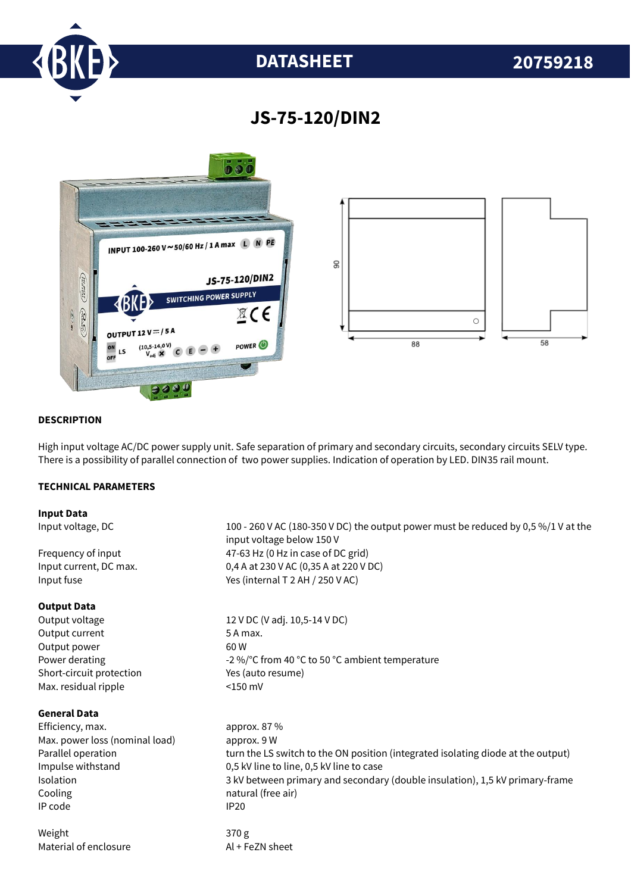# DATASHEET 20759218

## JS-75-120/DIN2

### DESCRIPTION

High input voltage AC/DC power supply unit. Safe separation of primary and secondary circuits, secondary circuits SELV type. There is a possibility of parallel connection of two power supplies. Indication of operation by LED. DIN35 rail mount.

### TECHNICAL PARAMETERS

**Input Data**

| | |
|---|---|
| Input voltage, DC | 100 - 260 V AC (180-350 V DC) the output power must be reduced by 0,5 %/1 V at the input voltage below 150 V |
| Frequency of input | 47-63 Hz (0 Hz in case of DC grid) |
| Input current, DC max. | 0,4 A at 230 V AC (0,35 A at 220 V DC) |
| Input fuse | Yes (internal T 2 AH / 250 V AC) |

**Output Data**

| | |
|---|---|
| Output voltage | 12 V DC (V adj. 10,5-14 V DC) |
| Output current | 5 A max. |
| Output power | 60 W |
| Power derating | -2 %/°C from 40 °C to 50 °C ambient temperature |
| Short-circuit protection | Yes (auto resume) |
| Max. residual ripple | <150 mV |

**General Data**

| | |
|---|---|
| Efficiency, max. | approx. 87 % |
| Max. power loss (nominal load) | approx. 9 W |
| Parallel operation | turn the LS switch to the ON position (integrated isolating diode at the output) |
| Impulse withstand | 0,5 kV line to line, 0,5 kV line to case |
| Isolation | 3 kV between primary and secondary (double insulation), 1,5 kV primary-frame |
| Cooling | natural (free air) |
| IP code | IP20 |
| Weight | 370 g |
| Material of enclosure | Al + FeZN sheet |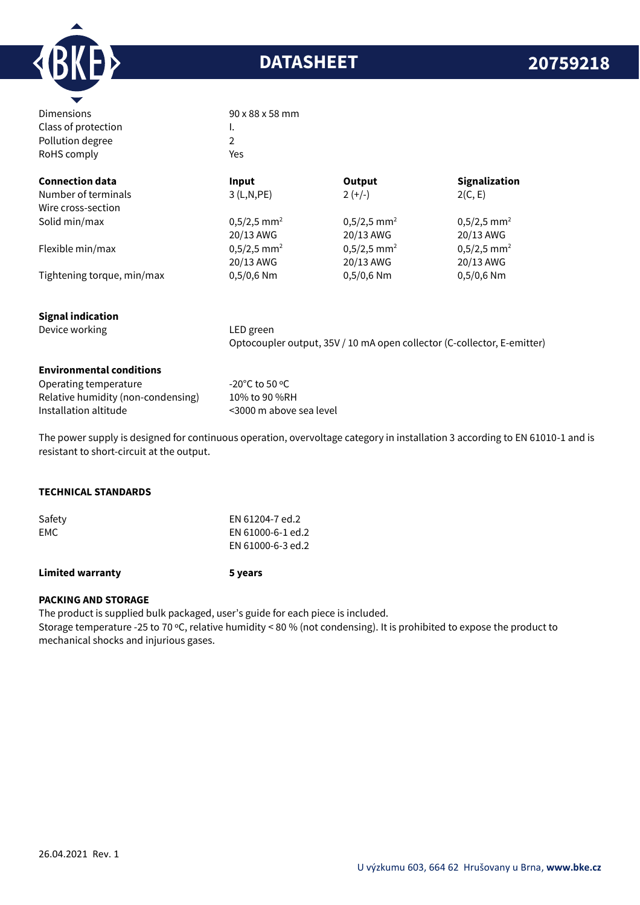| | |
|---|---|
| Dimensions | 90 x 88 x 58 mm |
| Class of protection | I. |
| Pollution degree | 2 |
| RoHS comply | Yes |

| **Connection data** | **Input** | **Output** | **Signalization** |
|---|---|---|---|
| Number of terminals | 3 (L,N,PE) | 2 (+/-) | 2(C, E) |
| Wire cross-section | | | |
| Solid min/max | 0,5/2,5 mm$^2$<br>20/13 AWG | 0,5/2,5 mm$^2$<br>20/13 AWG | 0,5/2,5 mm$^2$<br>20/13 AWG |
| Flexible min/max | 0,5/2,5 mm$^2$<br>20/13 AWG | 0,5/2,5 mm$^2$<br>20/13 AWG | 0,5/2,5 mm$^2$<br>20/13 AWG |
| Tightening torque, min/max | 0,5/0,6 Nm | 0,5/0,6 Nm | 0,5/0,6 Nm |

**Signal indication**

| | |
|---|---|
| Device working | LED green<br>Optocoupler output, 35V / 10 mA open collector (C-collector, E-emitter) |

**Environmental conditions**

| | |
|---|---|
| Operating temperature | -20°C to 50 °C |
| Relative humidity (non-condensing) | 10% to 90 %RH |
| Installation altitude | <3000 m above sea level |

The power supply is designed for continuous operation, overvoltage category in installation 3 according to EN 61010-1 and is resistant to short-circuit at the output.

**TECHNICAL STANDARDS**

| | |
|---|---|
| Safety | EN 61204-7 ed.2 |
| EMC | EN 61000-6-1 ed.2<br>EN 61000-6-3 ed.2 |

**Limited warranty** **5 years**

**PACKING AND STORAGE**

The product is supplied bulk packaged, user's guide for each piece is included.
Storage temperature -25 to 70 °C, relative humidity < 80 % (not condensing). It is prohibited to expose the product to mechanical shocks and injurious gases.

26.04.2021 Rev. 1

U výzkumu 603, 664 62 Hrušovany u Brna, **www.bke.cz**